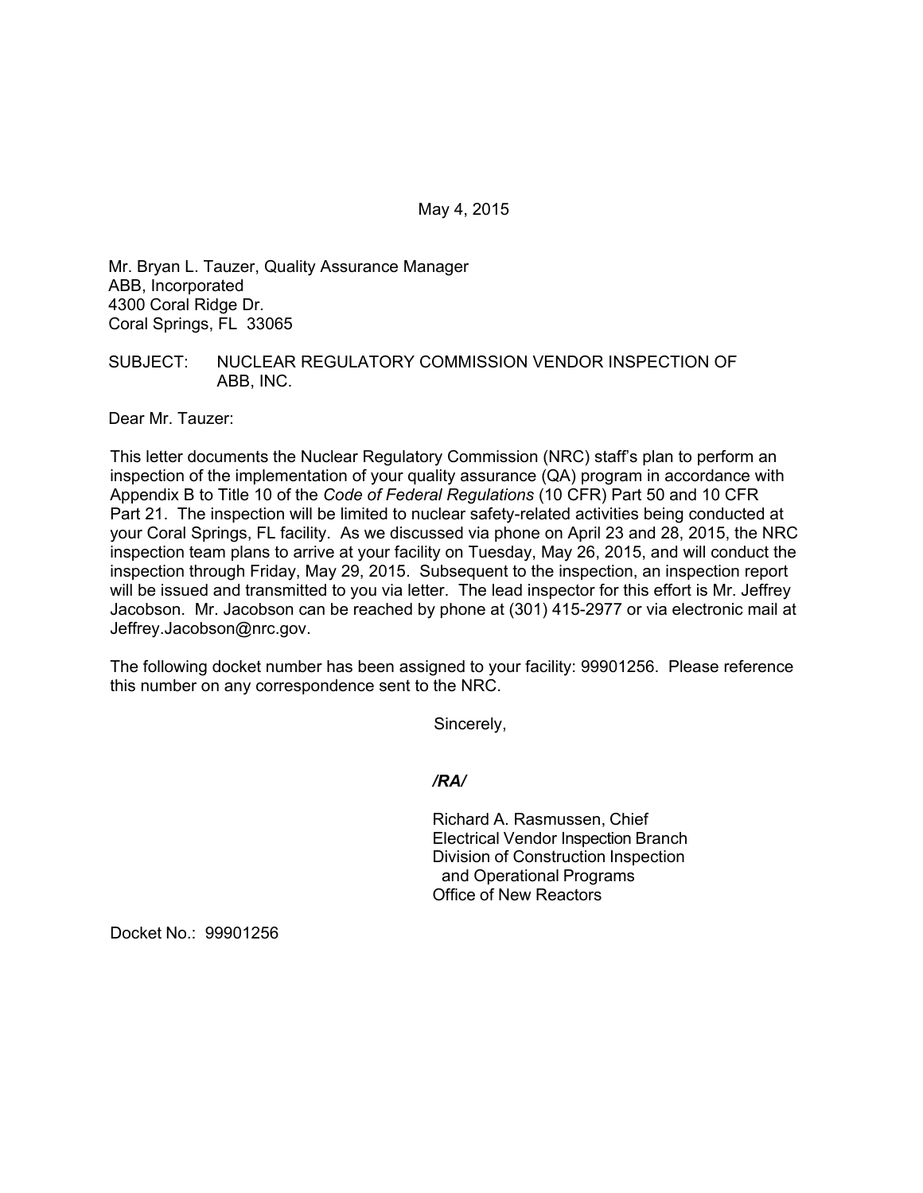May 4, 2015

Mr. Bryan L. Tauzer, Quality Assurance Manager
ABB, Incorporated
4300 Coral Ridge Dr.
Coral Springs, FL 33065

SUBJECT: NUCLEAR REGULATORY COMMISSION VENDOR INSPECTION OF ABB, INC.

Dear Mr. Tauzer:

This letter documents the Nuclear Regulatory Commission (NRC) staff's plan to perform an inspection of the implementation of your quality assurance (QA) program in accordance with Appendix B to Title 10 of the *Code of Federal Regulations* (10 CFR) Part 50 and 10 CFR Part 21. The inspection will be limited to nuclear safety-related activities being conducted at your Coral Springs, FL facility. As we discussed via phone on April 23 and 28, 2015, the NRC inspection team plans to arrive at your facility on Tuesday, May 26, 2015, and will conduct the inspection through Friday, May 29, 2015. Subsequent to the inspection, an inspection report will be issued and transmitted to you via letter. The lead inspector for this effort is Mr. Jeffrey Jacobson. Mr. Jacobson can be reached by phone at (301) 415-2977 or via electronic mail at Jeffrey.Jacobson@nrc.gov.

The following docket number has been assigned to your facility: 99901256. Please reference this number on any correspondence sent to the NRC.

Sincerely,

***/RA/***

Richard A. Rasmussen, Chief
Electrical Vendor Inspection Branch
Division of Construction Inspection
and Operational Programs
Office of New Reactors

Docket No.: 99901256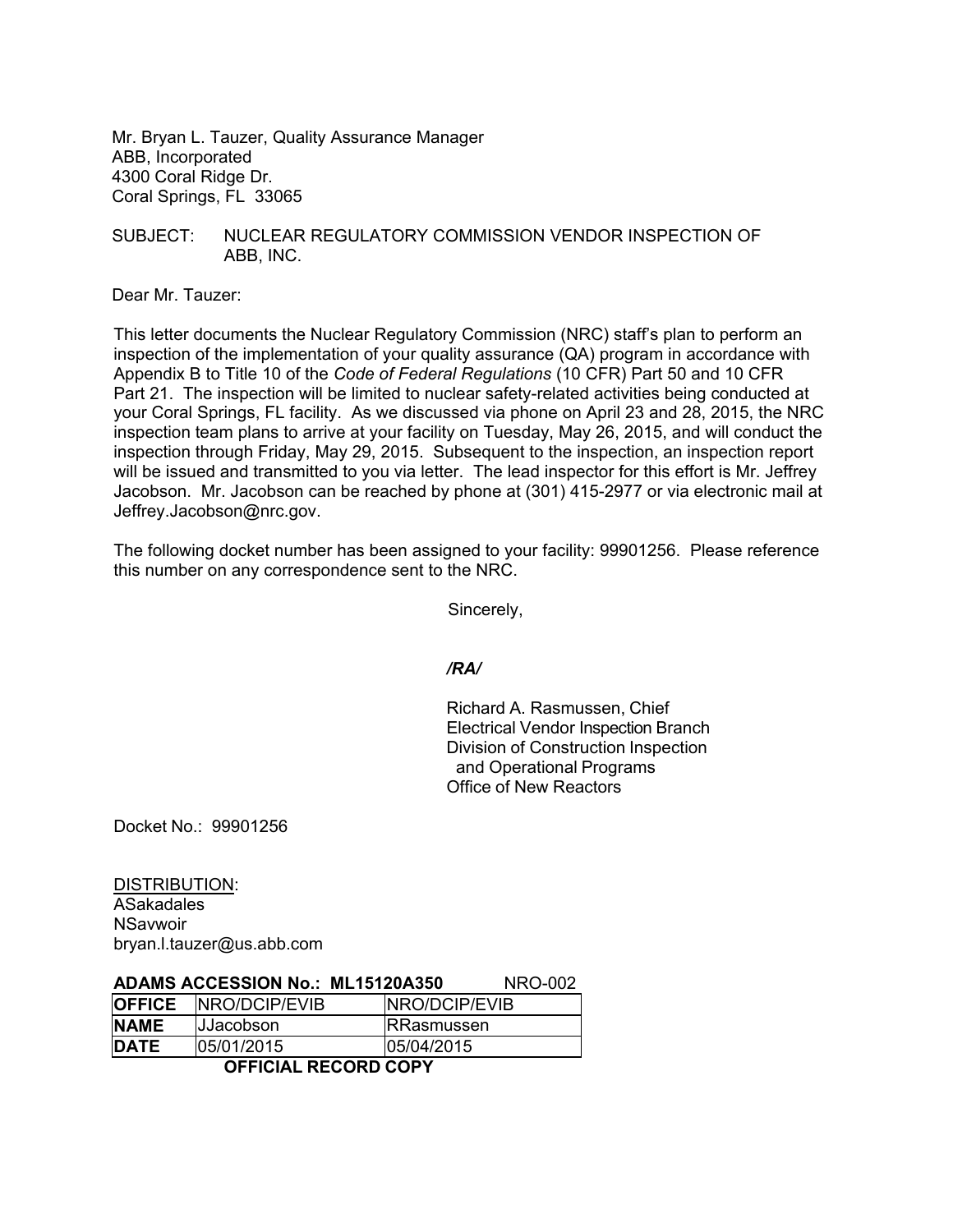Mr. Bryan L. Tauzer, Quality Assurance Manager
ABB, Incorporated
4300 Coral Ridge Dr.
Coral Springs, FL 33065

SUBJECT: NUCLEAR REGULATORY COMMISSION VENDOR INSPECTION OF ABB, INC.

Dear Mr. Tauzer:

This letter documents the Nuclear Regulatory Commission (NRC) staff's plan to perform an inspection of the implementation of your quality assurance (QA) program in accordance with Appendix B to Title 10 of the *Code of Federal Regulations* (10 CFR) Part 50 and 10 CFR Part 21. The inspection will be limited to nuclear safety-related activities being conducted at your Coral Springs, FL facility. As we discussed via phone on April 23 and 28, 2015, the NRC inspection team plans to arrive at your facility on Tuesday, May 26, 2015, and will conduct the inspection through Friday, May 29, 2015. Subsequent to the inspection, an inspection report will be issued and transmitted to you via letter. The lead inspector for this effort is Mr. Jeffrey Jacobson. Mr. Jacobson can be reached by phone at (301) 415-2977 or via electronic mail at Jeffrey.Jacobson@nrc.gov.

The following docket number has been assigned to your facility: 99901256. Please reference this number on any correspondence sent to the NRC.

Sincerely,

*/RA/*

Richard A. Rasmussen, Chief
Electrical Vendor Inspection Branch
Division of Construction Inspection
and Operational Programs
Office of New Reactors

Docket No.: 99901256

DISTRIBUTION:
ASakadales
NSavwoir
bryan.l.tauzer@us.abb.com

**ADAMS ACCESSION No.: ML15120A350** NRO-002

| **OFFICE** | NRO/DCIP/EVIB | NRO/DCIP/EVIB |
|---|---|---|
| **NAME** | JJacobson | RRasmussen |
| **DATE** | 05/01/2015 | 05/04/2015 |

**OFFICIAL RECORD COPY**